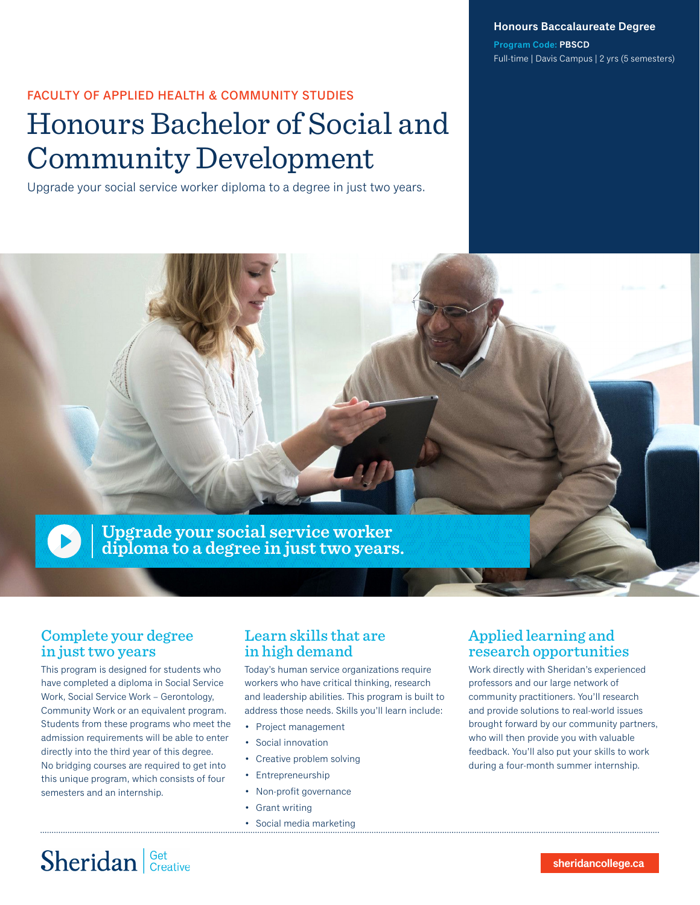**Honours Baccalaureate Degree**

**Program Code: PBSCD**

Full-time | Davis Campus | 2 yrs (5 semesters)

FACULTY OF APPLIED HEALTH & COMMUNITY STUDIES

# Honours Bachelor of Social and Community Development

Upgrade your social service worker diploma to a degree in just two years.

Upgrade your social service worker diploma to a degree in just two years.

## Complete your degree in just two years

This program is designed for students who have completed a diploma in Social Service Work, Social Service Work – Gerontology, Community Work or an equivalent program. Students from these programs who meet the admission requirements will be able to enter directly into the third year of this degree. No bridging courses are required to get into this unique program, which consists of four semesters and an internship.

## Learn skills that are in high demand

Today's human service organizations require workers who have critical thinking, research and leadership abilities. This program is built to address those needs. Skills you'll learn include:

- Project management
- Social innovation
- Creative problem solving
- Entrepreneurship
- Non-profit governance
- Grant writing
- Social media marketing

## Applied learning and research opportunities

Work directly with Sheridan's experienced professors and our large network of community practitioners. You'll research and provide solutions to real-world issues brought forward by our community partners, who will then provide you with valuable feedback. You'll also put your skills to work during a four-month summer internship.

Sheridan | Get Creative

sheridancollege.ca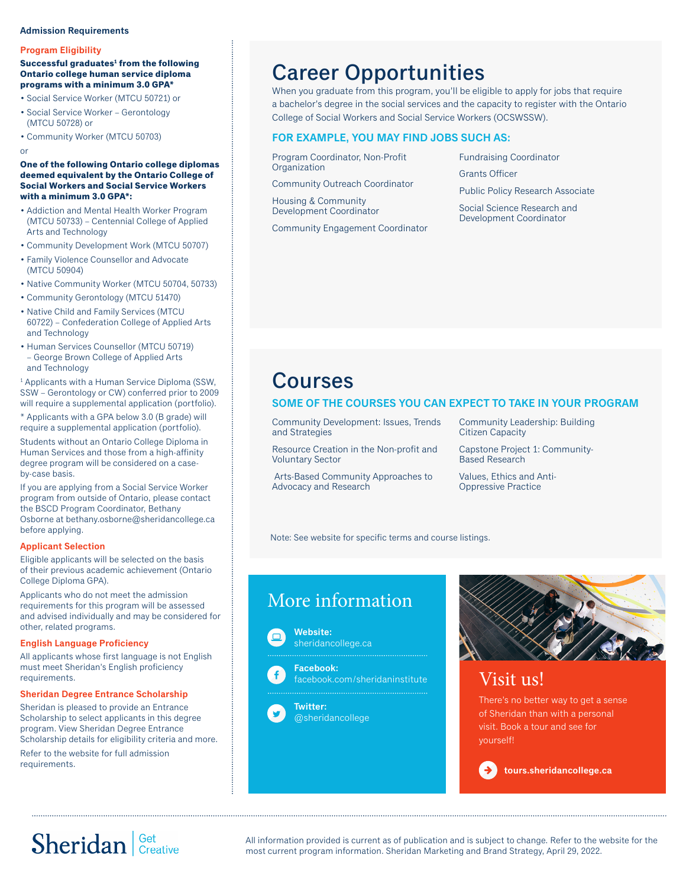## Admission Requirements

### Program Eligibility

**Successful graduates[1] from the following Ontario college human service diploma programs with a minimum 3.0 GPA***

- Social Service Worker (MTCU 50721) or
- Social Service Worker – Gerontology (MTCU 50728) or
- Community Worker (MTCU 50703)

or

**One of the following Ontario college diplomas deemed equivalent by the Ontario College of Social Workers and Social Service Workers with a minimum 3.0 GPA*:**

- Addiction and Mental Health Worker Program (MTCU 50733) – Centennial College of Applied Arts and Technology
- Community Development Work (MTCU 50707)
- Family Violence Counsellor and Advocate (MTCU 50904)
- Native Community Worker (MTCU 50704, 50733)
- Community Gerontology (MTCU 51470)
- Native Child and Family Services (MTCU 60722) – Confederation College of Applied Arts and Technology
- Human Services Counsellor (MTCU 50719) – George Brown College of Applied Arts and Technology

[1] Applicants with a Human Service Diploma (SSW, SSW – Gerontology or CW) conferred prior to 2009 will require a supplemental application (portfolio).

* Applicants with a GPA below 3.0 (B grade) will require a supplemental application (portfolio).

Students without an Ontario College Diploma in Human Services and those from a high-affinity degree program will be considered on a case-by-case basis.

If you are applying from a Social Service Worker program from outside of Ontario, please contact the BSCD Program Coordinator, Bethany Osborne at bethany.osborne@sheridancollege.ca before applying.

### Applicant Selection

Eligible applicants will be selected on the basis of their previous academic achievement (Ontario College Diploma GPA).

Applicants who do not meet the admission requirements for this program will be assessed and advised individually and may be considered for other, related programs.

### English Language Proficiency

All applicants whose first language is not English must meet Sheridan's English proficiency requirements.

### Sheridan Degree Entrance Scholarship

Sheridan is pleased to provide an Entrance Scholarship to select applicants in this degree program. View Sheridan Degree Entrance Scholarship details for eligibility criteria and more.

Refer to the website for full admission requirements.

# Career Opportunities

When you graduate from this program, you'll be eligible to apply for jobs that require a bachelor's degree in the social services and the capacity to register with the Ontario College of Social Workers and Social Service Workers (OCSWSSW).

### FOR EXAMPLE, YOU MAY FIND JOBS SUCH AS:

- Program Coordinator, Non-Profit Organization
- Community Outreach Coordinator
- Housing & Community Development Coordinator
- Community Engagement Coordinator
- Fundraising Coordinator
- Grants Officer
- Public Policy Research Associate
- Social Science Research and Development Coordinator

# Courses

### SOME OF THE COURSES YOU CAN EXPECT TO TAKE IN YOUR PROGRAM

- Community Development: Issues, Trends and Strategies
- Resource Creation in the Non-profit and Voluntary Sector
- Arts-Based Community Approaches to Advocacy and Research
- Community Leadership: Building Citizen Capacity
- Capstone Project 1: Community-Based Research
- Values, Ethics and Anti-Oppressive Practice

Note: See website for specific terms and course listings.

# More information

**Website:** sheridancollege.ca

**Facebook:** facebook.com/sheridaninstitute

**Twitter:** @sheridancollege

# Visit us!

There's no better way to get a sense of Sheridan than with a personal visit. Book a tour and see for yourself!

**tours.sheridancollege.ca**

Sheridan | Get Creative

All information provided is current as of publication and is subject to change. Refer to the website for the most current program information. Sheridan Marketing and Brand Strategy, April 29, 2022.